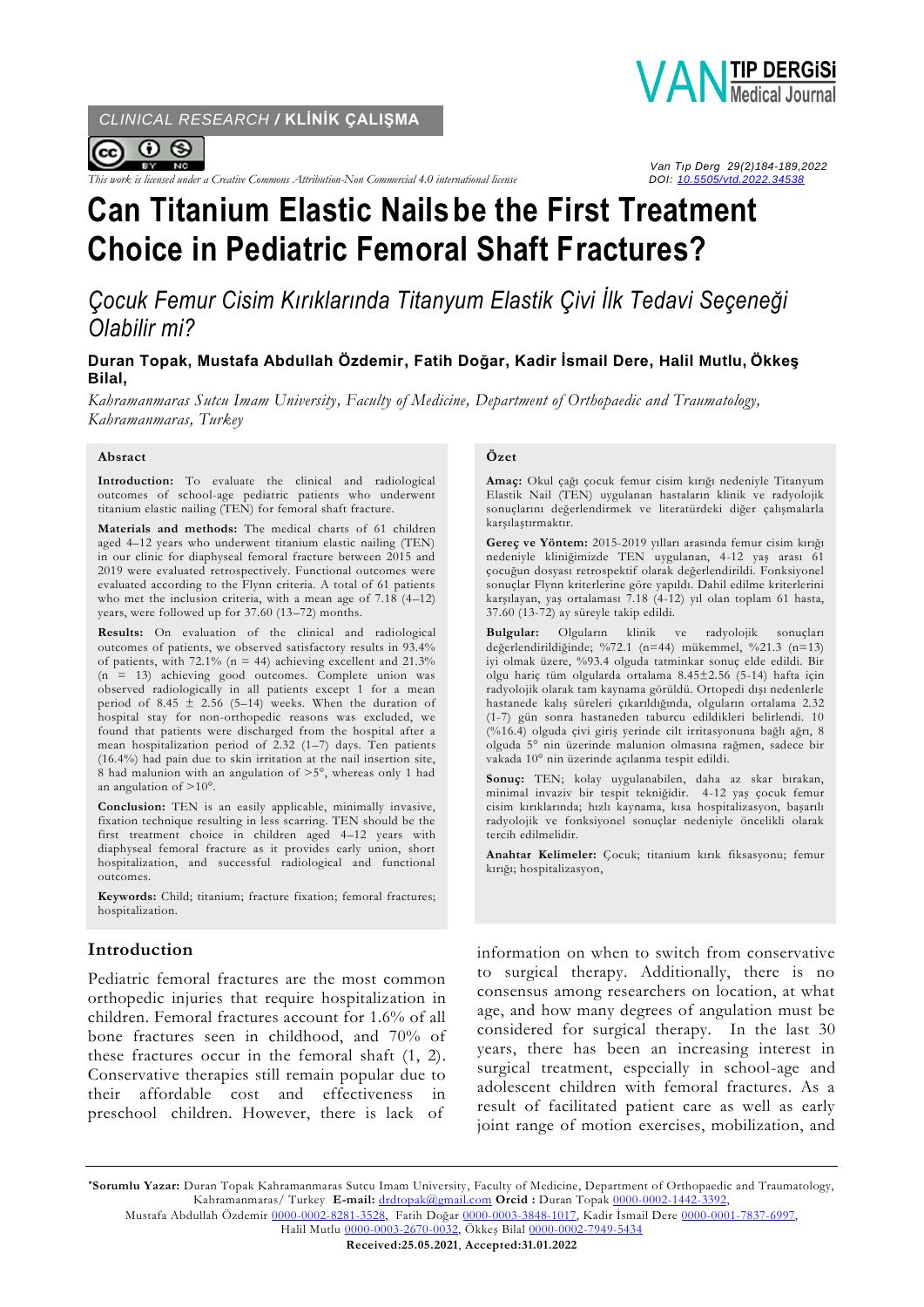CLINICAL RESEARCH / **KLİNİK ÇALIŞMA**

*This work is licensed under a Creative Commons Attribution-Non Commercial 4.0 international license*

Van Tıp Derg 29(2)184-189,2022
DOI: 10.5505/vtd.2022.34538

# Can Titanium Elastic Nails be the First Treatment Choice in Pediatric Femoral Shaft Fractures?

## *Çocuk Femur Cisim Kırıklarında Titanyum Elastik Çivi İlk Tedavi Seçeneği Olabilir mi?*

**Duran Topak, Mustafa Abdullah Özdemir, Fatih Doğar, Kadir İsmail Dere, Halil Mutlu, Ökkeş Bilal,**

*Kahramanmaras Sutcu Imam University, Faculty of Medicine, Department of Orthopaedic and Traumatology, Kahramanmaras, Turkey*

### Absract

**Introduction:** To evaluate the clinical and radiological outcomes of school-age pediatric patients who underwent titanium elastic nailing (TEN) for femoral shaft fracture.

**Materials and methods:** The medical charts of 61 children aged 4–12 years who underwent titanium elastic nailing (TEN) in our clinic for diaphyseal femoral fracture between 2015 and 2019 were evaluated retrospectively. Functional outcomes were evaluated according to the Flynn criteria. A total of 61 patients who met the inclusion criteria, with a mean age of 7.18 (4–12) years, were followed up for 37.60 (13–72) months.

**Results:** On evaluation of the clinical and radiological outcomes of patients, we observed satisfactory results in 93.4% of patients, with 72.1% (n = 44) achieving excellent and 21.3% (n = 13) achieving good outcomes. Complete union was observed radiologically in all patients except 1 for a mean period of 8.45 ± 2.56 (5–14) weeks. When the duration of hospital stay for non-orthopedic reasons was excluded, we found that patients were discharged from the hospital after a mean hospitalization period of 2.32 (1–7) days. Ten patients (16.4%) had pain due to skin irritation at the nail insertion site, 8 had malunion with an angulation of >5°, whereas only 1 had an angulation of >10°.

**Conclusion:** TEN is an easily applicable, minimally invasive, fixation technique resulting in less scarring. TEN should be the first treatment choice in children aged 4–12 years with diaphyseal femoral fracture as it provides early union, short hospitalization, and successful radiological and functional outcomes.

**Keywords:** Child; titanium; fracture fixation; femoral fractures; hospitalization.

### Özet

**Amaç:** Okul çağı çocuk femur cisim kırığı nedeniyle Titanyum Elastik Nail (TEN) uygulanan hastaların klinik ve radyolojik sonuçlarını değerlendirmek ve literatürdeki diğer çalışmalarla karşılaştırmaktır.

**Gereç ve Yöntem:** 2015-2019 yılları arasında femur cisim kırığı nedeniyle kliniğimizde TEN uygulanan, 4-12 yaş arası 61 çocuğun dosyası retrospektif olarak değerlendirildi. Fonksiyonel sonuçlar Flynn kriterlerine göre yapıldı. Dahil edilme kriterlerini karşılayan, yaş ortalaması 7.18 (4-12) yıl olan toplam 61 hasta, 37.60 (13-72) ay süreyle takip edildi.

**Bulgular:** Olguların klinik ve radyolojik sonuçları değerlendirildiğinde; %72.1 (n=44) mükemmel, %21.3 (n=13) iyi olmak üzere, %93.4 olguda tatminkar sonuç elde edildi. Bir olgu hariç tüm olgularda ortalama 8.45±2.56 (5-14) hafta için radyolojik olarak tam kaynama görüldü. Ortopedi dışı nedenlerle hastanede kalış süreleri çıkarıldığında, olguların ortalama 2.32 (1-7) gün sonra hastaneden taburcu edildikleri belirlendi. 10 (%16.4) olguda çivi giriş yerinde cilt irritasyonuna bağlı ağrı, 8 olguda 5° nin üzerinde malunion olmasına rağmen, sadece bir vakada 10° nin üzerinde açılanma tespit edildi.

**Sonuç:** TEN; kolay uygulanabilen, daha az skar bırakan, minimal invaziv bir tespit tekniğidir. 4-12 yaş çocuk femur cisim kırıklarında; hızlı kaynama, kısa hospitalizasyon, başarılı radyolojik ve fonksiyonel sonuçlar nedeniyle öncelikli olarak tercih edilmelidir.

**Anahtar Kelimeler:** Çocuk; titanium kırık fiksasyonu; femur kırığı; hospitalizasyon,

## Introduction

Pediatric femoral fractures are the most common orthopedic injuries that require hospitalization in children. Femoral fractures account for 1.6% of all bone fractures seen in childhood, and 70% of these fractures occur in the femoral shaft (1, 2). Conservative therapies still remain popular due to their affordable cost and effectiveness in preschool children. However, there is lack of information on when to switch from conservative to surgical therapy. Additionally, there is no consensus among researchers on location, at what age, and how many degrees of angulation must be considered for surgical therapy. In the last 30 years, there has been an increasing interest in surgical treatment, especially in school-age and adolescent children with femoral fractures. As a result of facilitated patient care as well as early joint range of motion exercises, mobilization, and

---

***Sorumlu Yazar:** Duran Topak Kahramanmaras Sutcu Imam University, Faculty of Medicine, Department of Orthopaedic and Traumatology, Kahramanmaras/ Turkey **E-mail:** drdtopak@gmail.com **Orcid :** Duran Topak 0000-0002-1442-3392,
Mustafa Abdullah Özdemir 0000-0002-8281-3528, Fatih Doğar 0000-0003-3848-1017, Kadir İsmail Dere 0000-0001-7837-6997,
Halil Mutlu 0000-0003-2670-0032, Ökkeş Bilal 0000-0002-7949-5434
**Received:25.05.2021, Accepted:31.01.2022**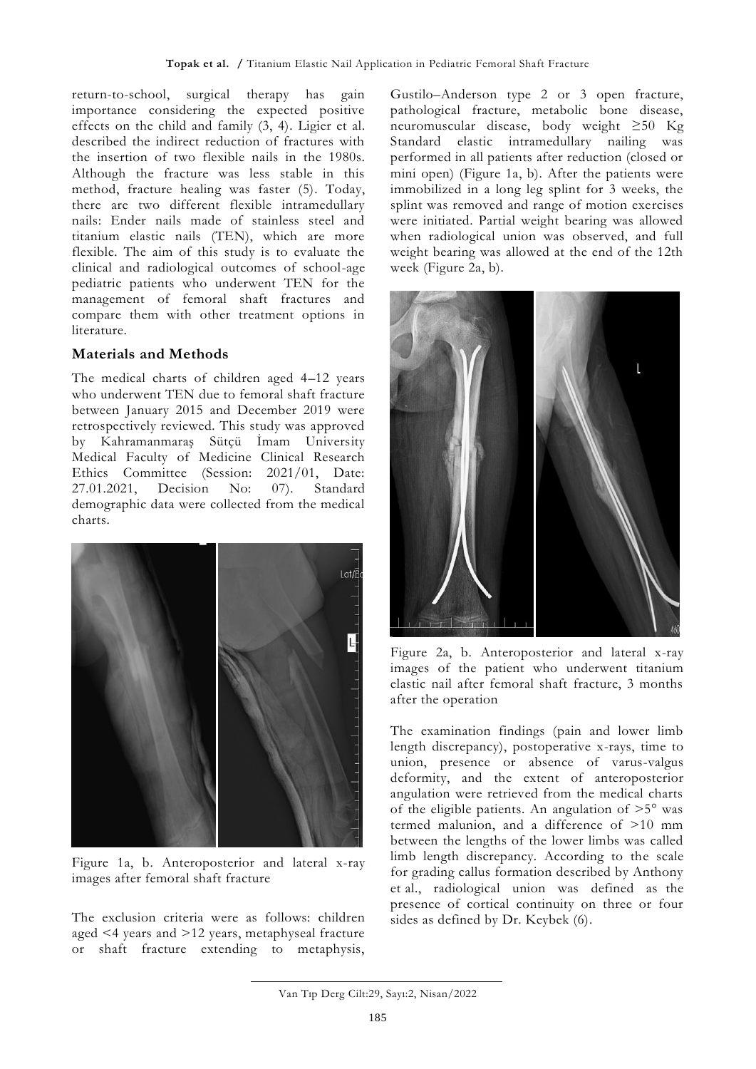return-to-school, surgical therapy has gain importance considering the expected positive effects on the child and family (3, 4). Ligier et al. described the indirect reduction of fractures with the insertion of two flexible nails in the 1980s. Although the fracture was less stable in this method, fracture healing was faster (5). Today, there are two different flexible intramedullary nails: Ender nails made of stainless steel and titanium elastic nails (TEN), which are more flexible. The aim of this study is to evaluate the clinical and radiological outcomes of school-age pediatric patients who underwent TEN for the management of femoral shaft fractures and compare them with other treatment options in literature.

## Materials and Methods

The medical charts of children aged 4–12 years who underwent TEN due to femoral shaft fracture between January 2015 and December 2019 were retrospectively reviewed. This study was approved by Kahramanmaraş Sütçü İmam University Medical Faculty of Medicine Clinical Research Ethics Committee (Session: 2021/01, Date: 27.01.2021, Decision No: 07). Standard demographic data were collected from the medical charts.

Figure 1a, b. Anteroposterior and lateral x-ray images after femoral shaft fracture

The exclusion criteria were as follows: children aged <4 years and >12 years, metaphyseal fracture or shaft fracture extending to metaphysis, Gustilo–Anderson type 2 or 3 open fracture, pathological fracture, metabolic bone disease, neuromuscular disease, body weight ≥50 Kg Standard elastic intramedullary nailing was performed in all patients after reduction (closed or mini open) (Figure 1a, b). After the patients were immobilized in a long leg splint for 3 weeks, the splint was removed and range of motion exercises were initiated. Partial weight bearing was allowed when radiological union was observed, and full weight bearing was allowed at the end of the 12th week (Figure 2a, b).

Figure 2a, b. Anteroposterior and lateral x-ray images of the patient who underwent titanium elastic nail after femoral shaft fracture, 3 months after the operation

The examination findings (pain and lower limb length discrepancy), postoperative x-rays, time to union, presence or absence of varus-valgus deformity, and the extent of anteroposterior angulation were retrieved from the medical charts of the eligible patients. An angulation of >5° was termed malunion, and a difference of >10 mm between the lengths of the lower limbs was called limb length discrepancy. According to the scale for grading callus formation described by Anthony et al., radiological union was defined as the presence of cortical continuity on three or four sides as defined by Dr. Keybek (6).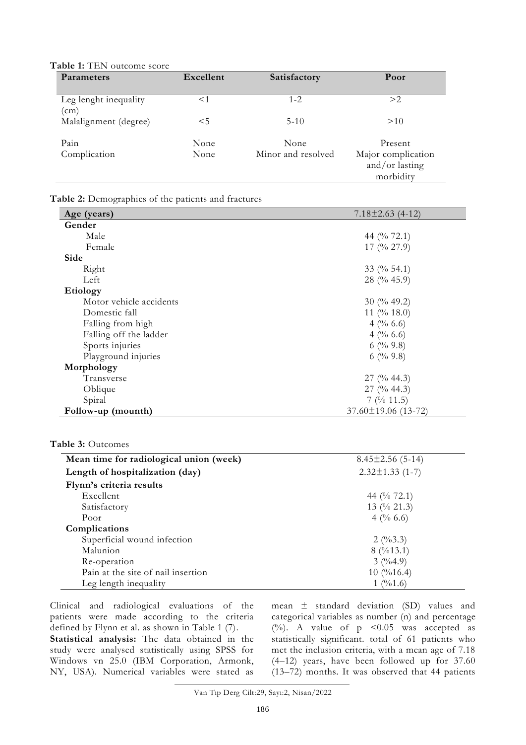**Table 1:** TEN outcome score

| Parameters | Excellent | Satisfactory | Poor |
|---|---|---|---|
| Leg lenght inequality (cm) | <1 | 1-2 | >2 |
| Malalignment (degree) | <5 | 5-10 | >10 |
| Pain | None | None | Present |
| Complication | None | Minor and resolved | Major complication and/or lasting morbidity |

**Table 2:** Demographics of the patients and fractures

| | |
|---|---|
| **Age (years)** | 7.18±2.63 (4-12) |
| **Gender** | |
| Male | 44 (% 72.1) |
| Female | 17 (% 27.9) |
| **Side** | |
| Right | 33 (% 54.1) |
| Left | 28 (% 45.9) |
| **Etiology** | |
| Motor vehicle accidents | 30 (% 49.2) |
| Domestic fall | 11 (% 18.0) |
| Falling from high | 4 (% 6.6) |
| Falling off the ladder | 4 (% 6.6) |
| Sports injuries | 6 (% 9.8) |
| Playground injuries | 6 (% 9.8) |
| **Morphology** | |
| Transverse | 27 (% 44.3) |
| Oblique | 27 (% 44.3) |
| Spiral | 7 (% 11.5) |
| **Follow-up (mounth)** | 37.60±19.06 (13-72) |

**Table 3:** Outcomes

| | |
|---|---|
| **Mean time for radiological union (week)** | 8.45±2.56 (5-14) |
| **Length of hospitalization (day)** | 2.32±1.33 (1-7) |
| **Flynn's criteria results** | |
| Excellent | 44 (% 72.1) |
| Satisfactory | 13 (% 21.3) |
| Poor | 4 (% 6.6) |
| **Complications** | |
| Superficial wound infection | 2 (%3.3) |
| Malunion | 8 (%13.1) |
| Re-operation | 3 (%4.9) |
| Pain at the site of nail insertion | 10 (%16.4) |
| Leg length inequality | 1 (%1.6) |

Clinical and radiological evaluations of the patients were made according to the criteria defined by Flynn et al. as shown in Table 1 (7).

**Statistical analysis:** The data obtained in the study were analysed statistically using SPSS for Windows vn 25.0 (IBM Corporation, Armonk, NY, USA). Numerical variables were stated as mean ± standard deviation (SD) values and categorical variables as number (n) and percentage (%). A value of $p < 0.05$ was accepted as statistically significant. total of 61 patients who met the inclusion criteria, with a mean age of 7.18 (4–12) years, have been followed up for 37.60 (13–72) months. It was observed that 44 patients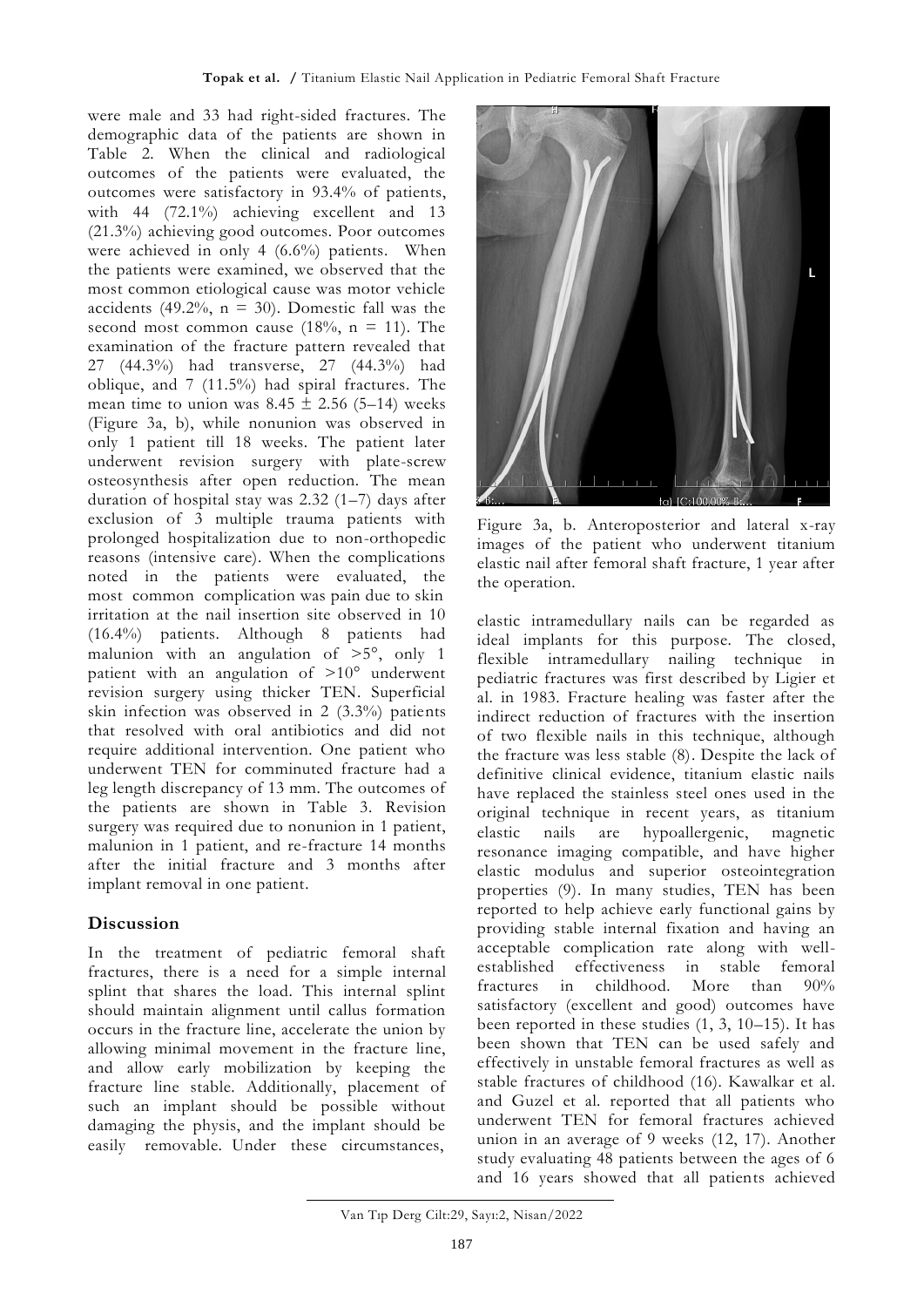were male and 33 had right-sided fractures. The demographic data of the patients are shown in Table 2. When the clinical and radiological outcomes of the patients were evaluated, the outcomes were satisfactory in 93.4% of patients, with 44 (72.1%) achieving excellent and 13 (21.3%) achieving good outcomes. Poor outcomes were achieved in only 4 (6.6%) patients. When the patients were examined, we observed that the most common etiological cause was motor vehicle accidents (49.2%, n = 30). Domestic fall was the second most common cause (18%, n = 11). The examination of the fracture pattern revealed that 27 (44.3%) had transverse, 27 (44.3%) had oblique, and 7 (11.5%) had spiral fractures. The mean time to union was 8.45 ± 2.56 (5–14) weeks (Figure 3a, b), while nonunion was observed in only 1 patient till 18 weeks. The patient later underwent revision surgery with plate-screw osteosynthesis after open reduction. The mean duration of hospital stay was 2.32 (1–7) days after exclusion of 3 multiple trauma patients with prolonged hospitalization due to non-orthopedic reasons (intensive care). When the complications noted in the patients were evaluated, the most common complication was pain due to skin irritation at the nail insertion site observed in 10 (16.4%) patients. Although 8 patients had malunion with an angulation of >5°, only 1 patient with an angulation of >10° underwent revision surgery using thicker TEN. Superficial skin infection was observed in 2 (3.3%) patients that resolved with oral antibiotics and did not require additional intervention. One patient who underwent TEN for comminuted fracture had a leg length discrepancy of 13 mm. The outcomes of the patients are shown in Table 3. Revision surgery was required due to nonunion in 1 patient, malunion in 1 patient, and re-fracture 14 months after the initial fracture and 3 months after implant removal in one patient.

## Discussion

In the treatment of pediatric femoral shaft fractures, there is a need for a simple internal splint that shares the load. This internal splint should maintain alignment until callus formation occurs in the fracture line, accelerate the union by allowing minimal movement in the fracture line, and allow early mobilization by keeping the fracture line stable. Additionally, placement of such an implant should be possible without damaging the physis, and the implant should be easily removable. Under these circumstances, elastic intramedullary nails can be regarded as ideal implants for this purpose. The closed, flexible intramedullary nailing technique in pediatric fractures was first described by Ligier et al. in 1983. Fracture healing was faster after the indirect reduction of fractures with the insertion of two flexible nails in this technique, although the fracture was less stable (8). Despite the lack of definitive clinical evidence, titanium elastic nails have replaced the stainless steel ones used in the original technique in recent years, as titanium elastic nails are hypoallergenic, magnetic resonance imaging compatible, and have higher elastic modulus and superior osteointegration properties (9). In many studies, TEN has been reported to help achieve early functional gains by providing stable internal fixation and having an acceptable complication rate along with well-established effectiveness in stable femoral fractures in childhood. More than 90% satisfactory (excellent and good) outcomes have been reported in these studies (1, 3, 10–15). It has been shown that TEN can be used safely and effectively in unstable femoral fractures as well as stable fractures of childhood (16). Kawalkar et al. and Guzel et al. reported that all patients who underwent TEN for femoral fractures achieved union in an average of 9 weeks (12, 17). Another study evaluating 48 patients between the ages of 6 and 16 years showed that all patients achieved

Figure 3a, b. Anteroposterior and lateral x-ray images of the patient who underwent titanium elastic nail after femoral shaft fracture, 1 year after the operation.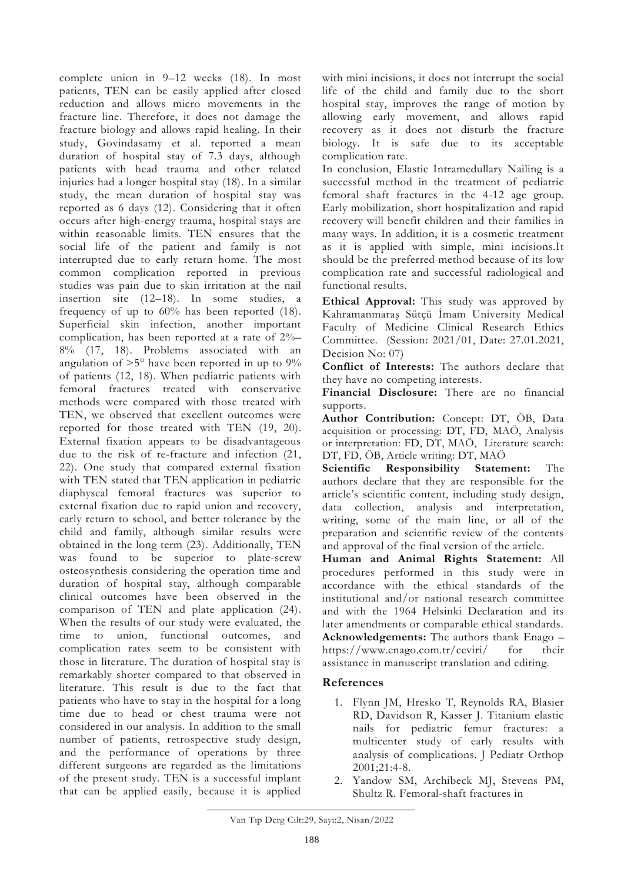complete union in 9–12 weeks (18). In most patients, TEN can be easily applied after closed reduction and allows micro movements in the fracture line. Therefore, it does not damage the fracture biology and allows rapid healing. In their study, Govindasamy et al. reported a mean duration of hospital stay of 7.3 days, although patients with head trauma and other related injuries had a longer hospital stay (18). In a similar study, the mean duration of hospital stay was reported as 6 days (12). Considering that it often occurs after high-energy trauma, hospital stays are within reasonable limits. TEN ensures that the social life of the patient and family is not interrupted due to early return home. The most common complication reported in previous studies was pain due to skin irritation at the nail insertion site (12–18). In some studies, a frequency of up to 60% has been reported (18). Superficial skin infection, another important complication, has been reported at a rate of 2%–8% (17, 18). Problems associated with an angulation of >5° have been reported in up to 9% of patients (12, 18). When pediatric patients with femoral fractures treated with conservative methods were compared with those treated with TEN, we observed that excellent outcomes were reported for those treated with TEN (19, 20). External fixation appears to be disadvantageous due to the risk of re-fracture and infection (21, 22). One study that compared external fixation with TEN stated that TEN application in pediatric diaphyseal femoral fractures was superior to external fixation due to rapid union and recovery, early return to school, and better tolerance by the child and family, although similar results were obtained in the long term (23). Additionally, TEN was found to be superior to plate-screw osteosynthesis considering the operation time and duration of hospital stay, although comparable clinical outcomes have been observed in the comparison of TEN and plate application (24). When the results of our study were evaluated, the time to union, functional outcomes, and complication rates seem to be consistent with those in literature. The duration of hospital stay is remarkably shorter compared to that observed in literature. This result is due to the fact that patients who have to stay in the hospital for a long time due to head or chest trauma were not considered in our analysis. In addition to the small number of patients, retrospective study design, and the performance of operations by three different surgeons are regarded as the limitations of the present study. TEN is a successful implant that can be applied easily, because it is applied with mini incisions, it does not interrupt the social life of the child and family due to the short hospital stay, improves the range of motion by allowing early movement, and allows rapid recovery as it does not disturb the fracture biology. It is safe due to its acceptable complication rate.

In conclusion, Elastic Intramedullary Nailing is a successful method in the treatment of pediatric femoral shaft fractures in the 4-12 age group. Early mobilization, short hospitalization and rapid recovery will benefit children and their families in many ways. In addition, it is a cosmetic treatment as it is applied with simple, mini incisions.It should be the preferred method because of its low complication rate and successful radiological and functional results.

**Ethical Approval:** This study was approved by Kahramanmaraş Sütçü İmam University Medical Faculty of Medicine Clinical Research Ethics Committee. (Session: 2021/01, Date: 27.01.2021, Decision No: 07)

**Conflict of Interests:** The authors declare that they have no competing interests.

**Financial Disclosure:** There are no financial supports.

**Author Contribution:** Concept: DT, ÖB, Data acquisition or processing: DT, FD, MAÖ, Analysis or interpretation: FD, DT, MAÖ, Literature search: DT, FD, ÖB, Article writing: DT, MAÖ

**Scientific Responsibility Statement:** The authors declare that they are responsible for the article's scientific content, including study design, data collection, analysis and interpretation, writing, some of the main line, or all of the preparation and scientific review of the contents and approval of the final version of the article.

**Human and Animal Rights Statement:** All procedures performed in this study were in accordance with the ethical standards of the institutional and/or national research committee and with the 1964 Helsinki Declaration and its later amendments or comparable ethical standards.

**Acknowledgements:** The authors thank Enago – https://www.enago.com.tr/ceviri/ for their assistance in manuscript translation and editing.

## References

1. Flynn JM, Hresko T, Reynolds RA, Blasier RD, Davidson R, Kasser J. Titanium elastic nails for pediatric femur fractures: a multicenter study of early results with analysis of complications. J Pediatr Orthop 2001;21:4-8.
2. Yandow SM, Archibeck MJ, Stevens PM, Shultz R. Femoral-shaft fractures in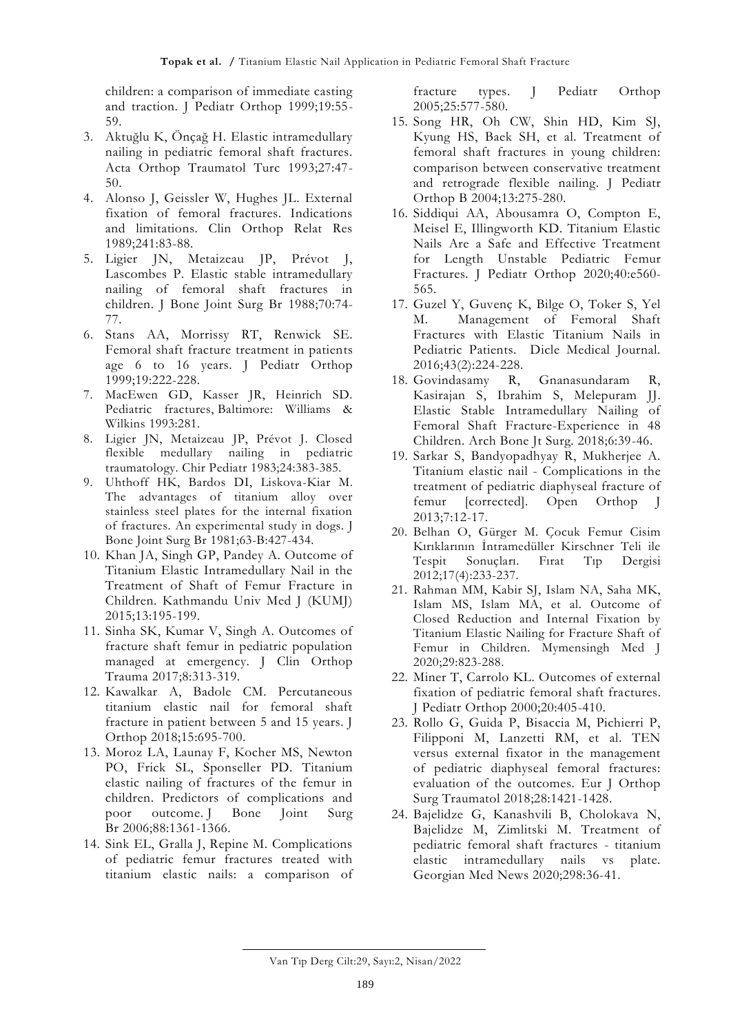children: a comparison of immediate casting and traction. J Pediatr Orthop 1999;19:55-59.

3. Aktuğlu K, Önçağ H. Elastic intramedullary nailing in pediatric femoral shaft fractures. Acta Orthop Traumatol Turc 1993;27:47-50.
4. Alonso J, Geissler W, Hughes JL. External fixation of femoral fractures. Indications and limitations. Clin Orthop Relat Res 1989;241:83-88.
5. Ligier JN, Metaizeau JP, Prévot J, Lascombes P. Elastic stable intramedullary nailing of femoral shaft fractures in children. J Bone Joint Surg Br 1988;70:74-77.
6. Stans AA, Morrissy RT, Renwick SE. Femoral shaft fracture treatment in patients age 6 to 16 years. J Pediatr Orthop 1999;19:222-228.
7. MacEwen GD, Kasser JR, Heinrich SD. Pediatric fractures, Baltimore: Williams & Wilkins 1993:281.
8. Ligier JN, Metaizeau JP, Prévot J. Closed flexible medullary nailing in pediatric traumatology. Chir Pediatr 1983;24:383-385.
9. Uhthoff HK, Bardos DI, Liskova-Kiar M. The advantages of titanium alloy over stainless steel plates for the internal fixation of fractures. An experimental study in dogs. J Bone Joint Surg Br 1981;63-B:427-434.
10. Khan JA, Singh GP, Pandey A. Outcome of Titanium Elastic Intramedullary Nail in the Treatment of Shaft of Femur Fracture in Children. Kathmandu Univ Med J (KUMJ) 2015;13:195-199.
11. Sinha SK, Kumar V, Singh A. Outcomes of fracture shaft femur in pediatric population managed at emergency. J Clin Orthop Trauma 2017;8:313-319.
12. Kawalkar A, Badole CM. Percutaneous titanium elastic nail for femoral shaft fracture in patient between 5 and 15 years. J Orthop 2018;15:695-700.
13. Moroz LA, Launay F, Kocher MS, Newton PO, Frick SL, Sponseller PD. Titanium elastic nailing of fractures of the femur in children. Predictors of complications and poor outcome. J Bone Joint Surg Br 2006;88:1361-1366.
14. Sink EL, Gralla J, Repine M. Complications of pediatric femur fractures treated with titanium elastic nails: a comparison of fracture types. J Pediatr Orthop 2005;25:577-580.
15. Song HR, Oh CW, Shin HD, Kim SJ, Kyung HS, Baek SH, et al. Treatment of femoral shaft fractures in young children: comparison between conservative treatment and retrograde flexible nailing. J Pediatr Orthop B 2004;13:275-280.
16. Siddiqui AA, Abousamra O, Compton E, Meisel E, Illingworth KD. Titanium Elastic Nails Are a Safe and Effective Treatment for Length Unstable Pediatric Femur Fractures. J Pediatr Orthop 2020;40:e560-565.
17. Guzel Y, Guvenç K, Bilge O, Toker S, Yel M. Management of Femoral Shaft Fractures with Elastic Titanium Nails in Pediatric Patients. Dicle Medical Journal. 2016;43(2):224-228.
18. Govindasamy R, Gnanasundaram R, Kasirajan S, Ibrahim S, Melepuram JJ. Elastic Stable Intramedullary Nailing of Femoral Shaft Fracture-Experience in 48 Children. Arch Bone Jt Surg. 2018;6:39-46.
19. Sarkar S, Bandyopadhyay R, Mukherjee A. Titanium elastic nail - Complications in the treatment of pediatric diaphyseal fracture of femur [corrected]. Open Orthop J 2013;7:12-17.
20. Belhan O, Gürger M. Çocuk Femur Cisim Kırıklarının İntramedüller Kirschner Teli ile Tespit Sonuçları. Fırat Tıp Dergisi 2012;17(4):233-237.
21. Rahman MM, Kabir SJ, Islam NA, Saha MK, Islam MS, Islam MA, et al. Outcome of Closed Reduction and Internal Fixation by Titanium Elastic Nailing for Fracture Shaft of Femur in Children. Mymensingh Med J 2020;29:823-288.
22. Miner T, Carrolo KL. Outcomes of external fixation of pediatric femoral shaft fractures. J Pediatr Orthop 2000;20:405-410.
23. Rollo G, Guida P, Bisaccia M, Pichierri P, Filipponi M, Lanzetti RM, et al. TEN versus external fixator in the management of pediatric diaphyseal femoral fractures: evaluation of the outcomes. Eur J Orthop Surg Traumatol 2018;28:1421-1428.
24. Bajelidze G, Kanashvili B, Cholokava N, Bajelidze M, Zimlitski M. Treatment of pediatric femoral shaft fractures - titanium elastic intramedullary nails vs plate. Georgian Med News 2020;298:36-41.